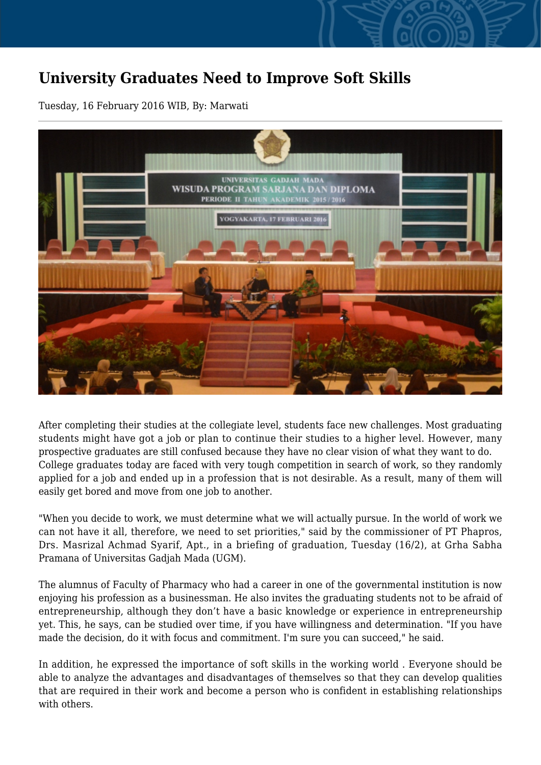# University Graduates Need to Improve Soft Skills

Tuesday, 16 February 2016 WIB, By: Marwati

After completing their studies at the collegiate level, students face new challenges. Most graduating students might have got a job or plan to continue their studies to a higher level. However, many prospective graduates are still confused because they have no clear vision of what they want to do. College graduates today are faced with very tough competition in search of work, so they randomly applied for a job and ended up in a profession that is not desirable. As a result, many of them will easily get bored and move from one job to another.

"When you decide to work, we must determine what we will actually pursue. In the world of work we can not have it all, therefore, we need to set priorities," said by the commissioner of PT Phapros, Drs. Masrizal Achmad Syarif, Apt., in a briefing of graduation, Tuesday (16/2), at Grha Sabha Pramana of Universitas Gadjah Mada (UGM).

The alumnus of Faculty of Pharmacy who had a career in one of the governmental institution is now enjoying his profession as a businessman. He also invites the graduating students not to be afraid of entrepreneurship, although they don't have a basic knowledge or experience in entrepreneurship yet. This, he says, can be studied over time, if you have willingness and determination. "If you have made the decision, do it with focus and commitment. I'm sure you can succeed," he said.

In addition, he expressed the importance of soft skills in the working world . Everyone should be able to analyze the advantages and disadvantages of themselves so that they can develop qualities that are required in their work and become a person who is confident in establishing relationships with others.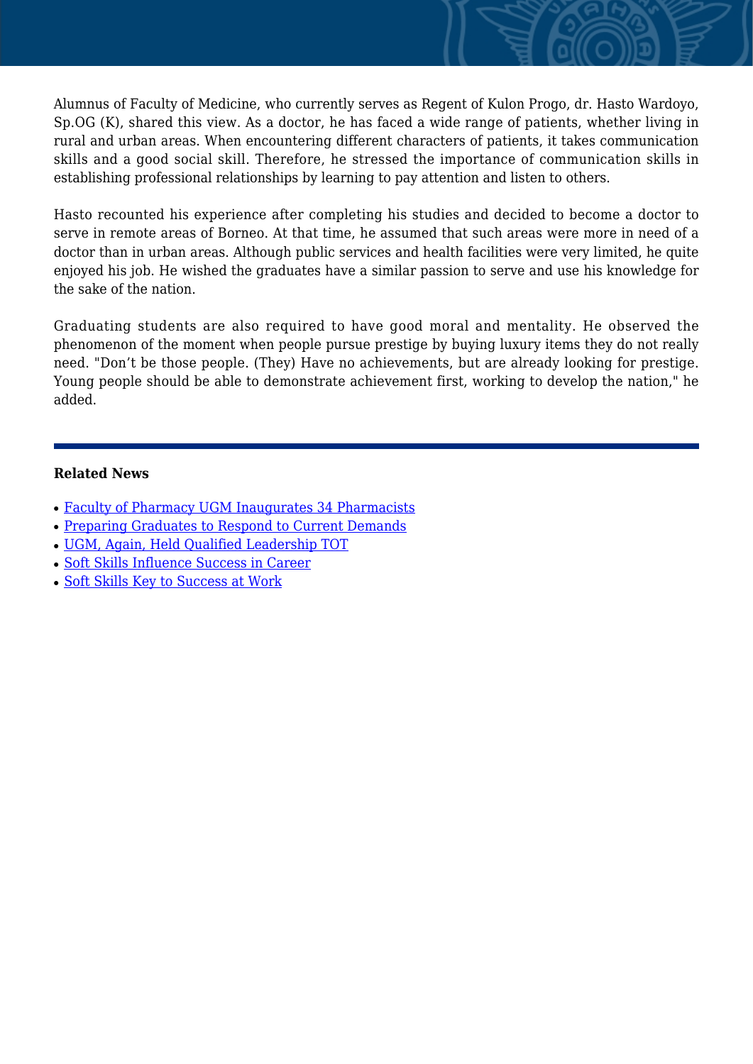Alumnus of Faculty of Medicine, who currently serves as Regent of Kulon Progo, dr. Hasto Wardoyo, Sp.OG (K), shared this view. As a doctor, he has faced a wide range of patients, whether living in rural and urban areas. When encountering different characters of patients, it takes communication skills and a good social skill. Therefore, he stressed the importance of communication skills in establishing professional relationships by learning to pay attention and listen to others.

Hasto recounted his experience after completing his studies and decided to become a doctor to serve in remote areas of Borneo. At that time, he assumed that such areas were more in need of a doctor than in urban areas. Although public services and health facilities were very limited, he quite enjoyed his job. He wished the graduates have a similar passion to serve and use his knowledge for the sake of the nation.

Graduating students are also required to have good moral and mentality. He observed the phenomenon of the moment when people pursue prestige by buying luxury items they do not really need. "Don't be those people. (They) Have no achievements, but are already looking for prestige. Young people should be able to demonstrate achievement first, working to develop the nation," he added.

---

**Related News**

- Faculty of Pharmacy UGM Inaugurates 34 Pharmacists
- Preparing Graduates to Respond to Current Demands
- UGM, Again, Held Qualified Leadership TOT
- Soft Skills Influence Success in Career
- Soft Skills Key to Success at Work